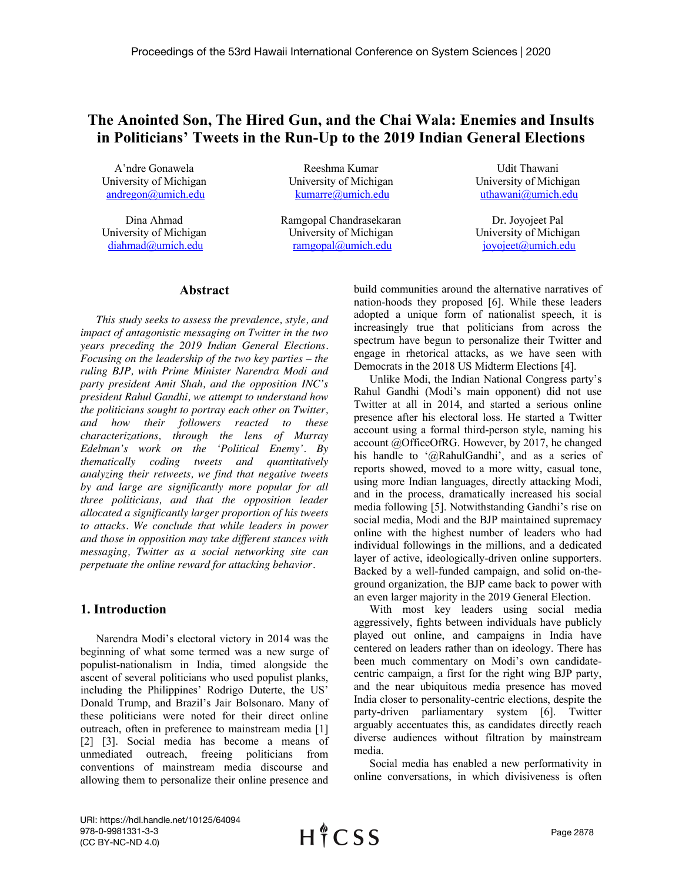# The Anointed Son, The Hired Gun, and the Chai Wala: Enemies and Insults in Politicians' Tweets in the Run-Up to the 2019 Indian General Elections

A'ndre Gonawela
University of Michigan
andregon@umich.edu

Reeshma Kumar
University of Michigan
kumarre@umich.edu

Udit Thawani
University of Michigan
uthawani@umich.edu

Dina Ahmad
University of Michigan
diahmad@umich.edu

Ramgopal Chandrasekaran
University of Michigan
ramgopal@umich.edu

Dr. Joyojeet Pal
University of Michigan
joyojeet@umich.edu

## Abstract

*This study seeks to assess the prevalence, style, and impact of antagonistic messaging on Twitter in the two years preceding the 2019 Indian General Elections. Focusing on the leadership of the two key parties – the ruling BJP, with Prime Minister Narendra Modi and party president Amit Shah, and the opposition INC's president Rahul Gandhi, we attempt to understand how the politicians sought to portray each other on Twitter, and how their followers reacted to these characterizations, through the lens of Murray Edelman's work on the 'Political Enemy'. By thematically coding tweets and quantitatively analyzing their retweets, we find that negative tweets by and large are significantly more popular for all three politicians, and that the opposition leader allocated a significantly larger proportion of his tweets to attacks. We conclude that while leaders in power and those in opposition may take different stances with messaging, Twitter as a social networking site can perpetuate the online reward for attacking behavior.*

## 1. Introduction

Narendra Modi's electoral victory in 2014 was the beginning of what some termed was a new surge of populist-nationalism in India, timed alongside the ascent of several politicians who used populist planks, including the Philippines' Rodrigo Duterte, the US' Donald Trump, and Brazil's Jair Bolsonaro. Many of these politicians were noted for their direct online outreach, often in preference to mainstream media [1] [2] [3]. Social media has become a means of unmediated outreach, freeing politicians from conventions of mainstream media discourse and allowing them to personalize their online presence and build communities around the alternative narratives of nation-hoods they proposed [6]. While these leaders adopted a unique form of nationalist speech, it is increasingly true that politicians from across the spectrum have begun to personalize their Twitter and engage in rhetorical attacks, as we have seen with Democrats in the 2018 US Midterm Elections [4].

Unlike Modi, the Indian National Congress party's Rahul Gandhi (Modi's main opponent) did not use Twitter at all in 2014, and started a serious online presence after his electoral loss. He started a Twitter account using a formal third-person style, naming his account @OfficeOfRG. However, by 2017, he changed his handle to '@RahulGandhi', and as a series of reports showed, moved to a more witty, casual tone, using more Indian languages, directly attacking Modi, and in the process, dramatically increased his social media following [5]. Notwithstanding Gandhi's rise on social media, Modi and the BJP maintained supremacy online with the highest number of leaders who had individual followings in the millions, and a dedicated layer of active, ideologically-driven online supporters. Backed by a well-funded campaign, and solid on-the-ground organization, the BJP came back to power with an even larger majority in the 2019 General Election.

With most key leaders using social media aggressively, fights between individuals have publicly played out online, and campaigns in India have centered on leaders rather than on ideology. There has been much commentary on Modi's own candidate-centric campaign, a first for the right wing BJP party, and the near ubiquitous media presence has moved India closer to personality-centric elections, despite the party-driven parliamentary system [6]. Twitter arguably accentuates this, as candidates directly reach diverse audiences without filtration by mainstream media.

Social media has enabled a new performativity in online conversations, in which divisiveness is often

URI: https://hdl.handle.net/10125/64094
978-0-9981331-3-3
(CC BY-NC-ND 4.0)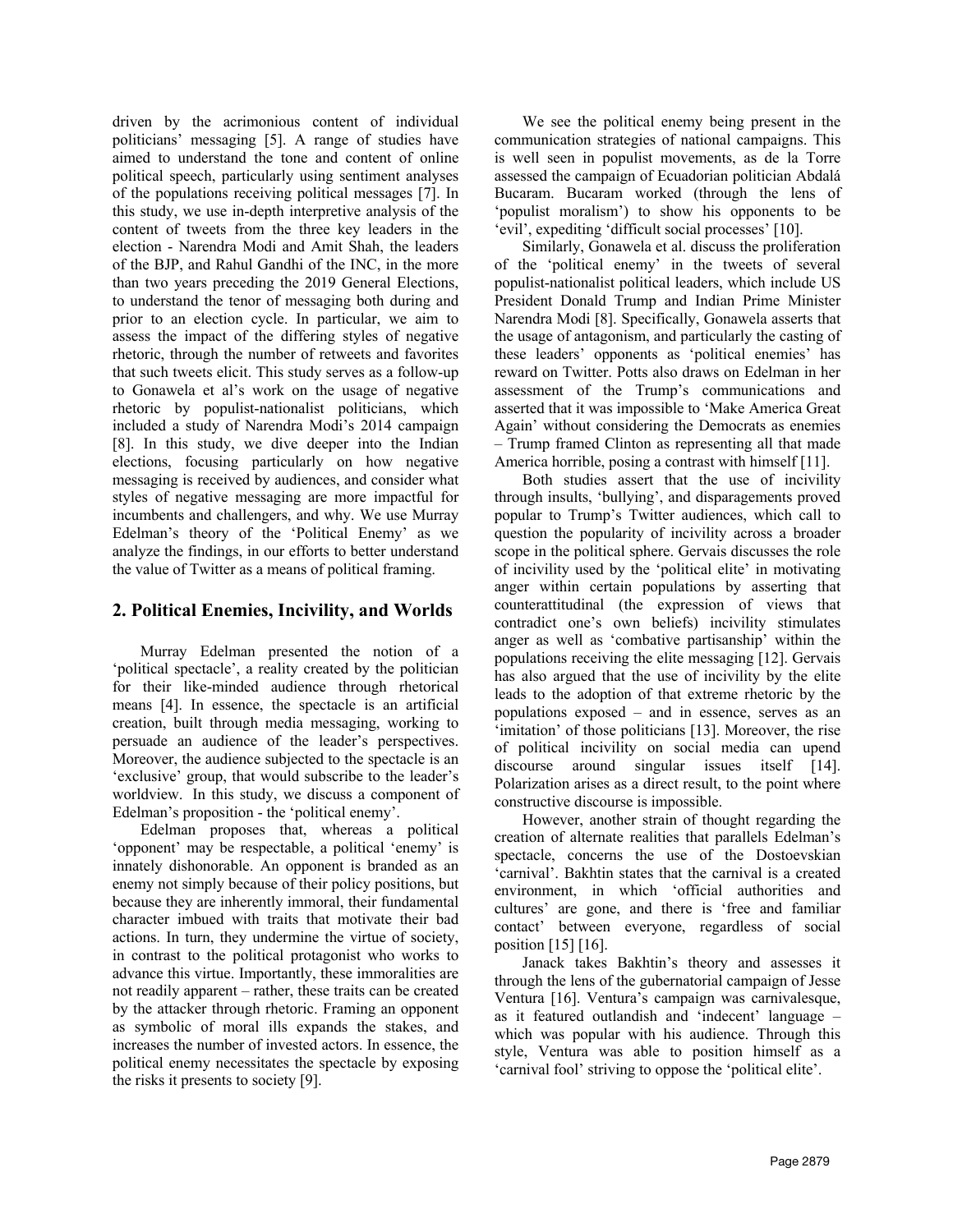driven by the acrimonious content of individual politicians' messaging [5]. A range of studies have aimed to understand the tone and content of online political speech, particularly using sentiment analyses of the populations receiving political messages [7]. In this study, we use in-depth interpretive analysis of the content of tweets from the three key leaders in the election - Narendra Modi and Amit Shah, the leaders of the BJP, and Rahul Gandhi of the INC, in the more than two years preceding the 2019 General Elections, to understand the tenor of messaging both during and prior to an election cycle. In particular, we aim to assess the impact of the differing styles of negative rhetoric, through the number of retweets and favorites that such tweets elicit. This study serves as a follow-up to Gonawela et al's work on the usage of negative rhetoric by populist-nationalist politicians, which included a study of Narendra Modi's 2014 campaign [8]. In this study, we dive deeper into the Indian elections, focusing particularly on how negative messaging is received by audiences, and consider what styles of negative messaging are more impactful for incumbents and challengers, and why. We use Murray Edelman's theory of the 'Political Enemy' as we analyze the findings, in our efforts to better understand the value of Twitter as a means of political framing.

## 2. Political Enemies, Incivility, and Worlds

Murray Edelman presented the notion of a 'political spectacle', a reality created by the politician for their like-minded audience through rhetorical means [4]. In essence, the spectacle is an artificial creation, built through media messaging, working to persuade an audience of the leader's perspectives. Moreover, the audience subjected to the spectacle is an 'exclusive' group, that would subscribe to the leader's worldview. In this study, we discuss a component of Edelman's proposition - the 'political enemy'.

Edelman proposes that, whereas a political 'opponent' may be respectable, a political 'enemy' is innately dishonorable. An opponent is branded as an enemy not simply because of their policy positions, but because they are inherently immoral, their fundamental character imbued with traits that motivate their bad actions. In turn, they undermine the virtue of society, in contrast to the political protagonist who works to advance this virtue. Importantly, these immoralities are not readily apparent – rather, these traits can be created by the attacker through rhetoric. Framing an opponent as symbolic of moral ills expands the stakes, and increases the number of invested actors. In essence, the political enemy necessitates the spectacle by exposing the risks it presents to society [9].

We see the political enemy being present in the communication strategies of national campaigns. This is well seen in populist movements, as de la Torre assessed the campaign of Ecuadorian politician Abdalá Bucaram. Bucaram worked (through the lens of 'populist moralism') to show his opponents to be 'evil', expediting 'difficult social processes' [10].

Similarly, Gonawela et al. discuss the proliferation of the 'political enemy' in the tweets of several populist-nationalist political leaders, which include US President Donald Trump and Indian Prime Minister Narendra Modi [8]. Specifically, Gonawela asserts that the usage of antagonism, and particularly the casting of these leaders' opponents as 'political enemies' has reward on Twitter. Potts also draws on Edelman in her assessment of the Trump's communications and asserted that it was impossible to 'Make America Great Again' without considering the Democrats as enemies – Trump framed Clinton as representing all that made America horrible, posing a contrast with himself [11].

Both studies assert that the use of incivility through insults, 'bullying', and disparagements proved popular to Trump's Twitter audiences, which call to question the popularity of incivility across a broader scope in the political sphere. Gervais discusses the role of incivility used by the 'political elite' in motivating anger within certain populations by asserting that counterattitudinal (the expression of views that contradict one's own beliefs) incivility stimulates anger as well as 'combative partisanship' within the populations receiving the elite messaging [12]. Gervais has also argued that the use of incivility by the elite leads to the adoption of that extreme rhetoric by the populations exposed – and in essence, serves as an 'imitation' of those politicians [13]. Moreover, the rise of political incivility on social media can upend discourse around singular issues itself [14]. Polarization arises as a direct result, to the point where constructive discourse is impossible.

However, another strain of thought regarding the creation of alternate realities that parallels Edelman's spectacle, concerns the use of the Dostoevskian 'carnival'. Bakhtin states that the carnival is a created environment, in which 'official authorities and cultures' are gone, and there is 'free and familiar contact' between everyone, regardless of social position [15] [16].

Janack takes Bakhtin's theory and assesses it through the lens of the gubernatorial campaign of Jesse Ventura [16]. Ventura's campaign was carnivalesque, as it featured outlandish and 'indecent' language – which was popular with his audience. Through this style, Ventura was able to position himself as a 'carnival fool' striving to oppose the 'political elite'.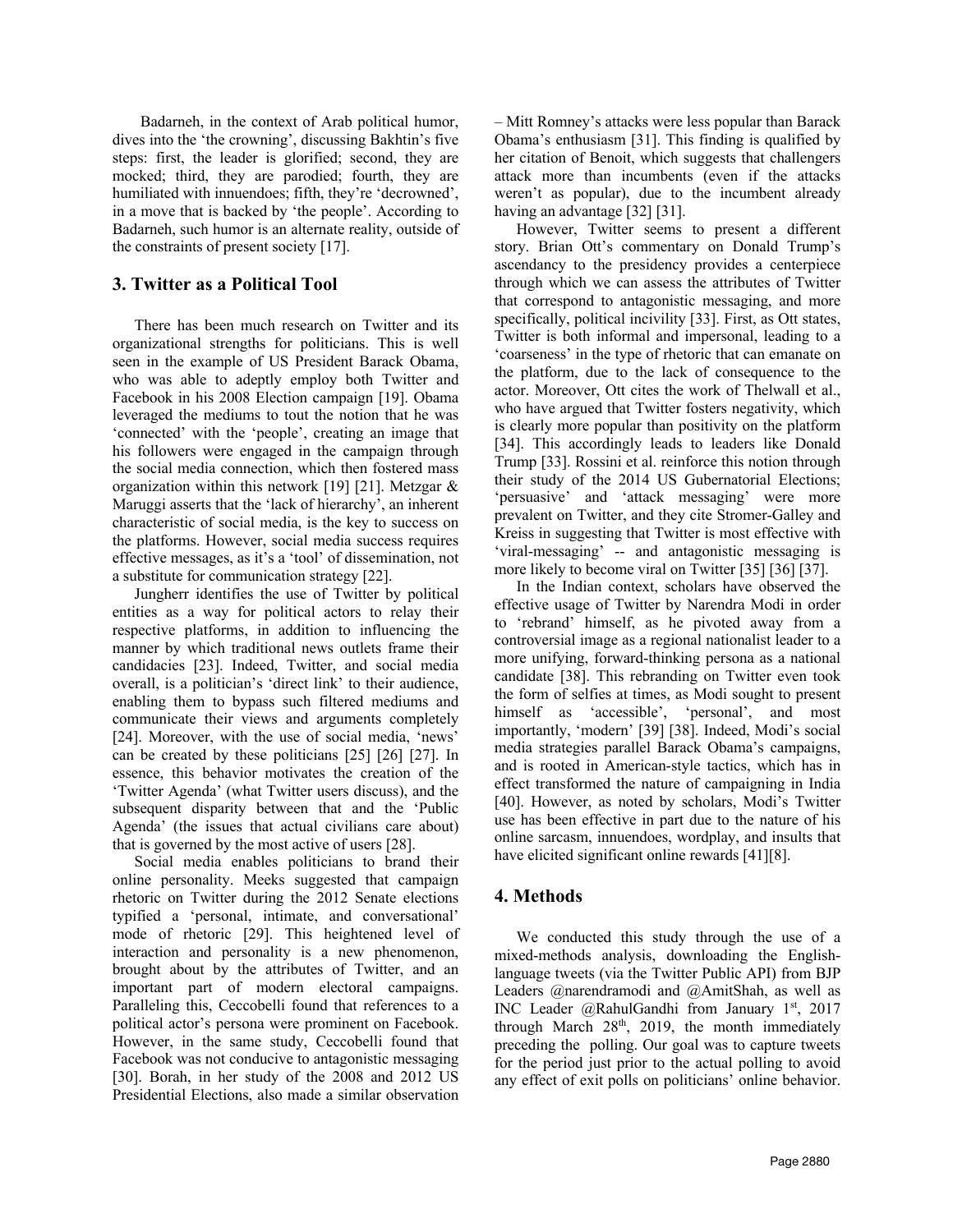Badarneh, in the context of Arab political humor, dives into the 'the crowning', discussing Bakhtin's five steps: first, the leader is glorified; second, they are mocked; third, they are parodied; fourth, they are humiliated with innuendoes; fifth, they're 'decrowned', in a move that is backed by 'the people'. According to Badarneh, such humor is an alternate reality, outside of the constraints of present society [17].

## 3. Twitter as a Political Tool

There has been much research on Twitter and its organizational strengths for politicians. This is well seen in the example of US President Barack Obama, who was able to adeptly employ both Twitter and Facebook in his 2008 Election campaign [19]. Obama leveraged the mediums to tout the notion that he was 'connected' with the 'people', creating an image that his followers were engaged in the campaign through the social media connection, which then fostered mass organization within this network [19] [21]. Metzgar & Maruggi asserts that the 'lack of hierarchy', an inherent characteristic of social media, is the key to success on the platforms. However, social media success requires effective messages, as it's a 'tool' of dissemination, not a substitute for communication strategy [22].

Jungherr identifies the use of Twitter by political entities as a way for political actors to relay their respective platforms, in addition to influencing the manner by which traditional news outlets frame their candidacies [23]. Indeed, Twitter, and social media overall, is a politician's 'direct link' to their audience, enabling them to bypass such filtered mediums and communicate their views and arguments completely [24]. Moreover, with the use of social media, 'news' can be created by these politicians [25] [26] [27]. In essence, this behavior motivates the creation of the 'Twitter Agenda' (what Twitter users discuss), and the subsequent disparity between that and the 'Public Agenda' (the issues that actual civilians care about) that is governed by the most active of users [28].

Social media enables politicians to brand their online personality. Meeks suggested that campaign rhetoric on Twitter during the 2012 Senate elections typified a 'personal, intimate, and conversational' mode of rhetoric [29]. This heightened level of interaction and personality is a new phenomenon, brought about by the attributes of Twitter, and an important part of modern electoral campaigns. Paralleling this, Ceccobelli found that references to a political actor's persona were prominent on Facebook. However, in the same study, Ceccobelli found that Facebook was not conducive to antagonistic messaging [30]. Borah, in her study of the 2008 and 2012 US Presidential Elections, also made a similar observation – Mitt Romney's attacks were less popular than Barack Obama's enthusiasm [31]. This finding is qualified by her citation of Benoit, which suggests that challengers attack more than incumbents (even if the attacks weren't as popular), due to the incumbent already having an advantage [32] [31].

However, Twitter seems to present a different story. Brian Ott's commentary on Donald Trump's ascendancy to the presidency provides a centerpiece through which we can assess the attributes of Twitter that correspond to antagonistic messaging, and more specifically, political incivility [33]. First, as Ott states, Twitter is both informal and impersonal, leading to a 'coarseness' in the type of rhetoric that can emanate on the platform, due to the lack of consequence to the actor. Moreover, Ott cites the work of Thelwall et al., who have argued that Twitter fosters negativity, which is clearly more popular than positivity on the platform [34]. This accordingly leads to leaders like Donald Trump [33]. Rossini et al. reinforce this notion through their study of the 2014 US Gubernatorial Elections; 'persuasive' and 'attack messaging' were more prevalent on Twitter, and they cite Stromer-Galley and Kreiss in suggesting that Twitter is most effective with 'viral-messaging' -- and antagonistic messaging is more likely to become viral on Twitter [35] [36] [37].

In the Indian context, scholars have observed the effective usage of Twitter by Narendra Modi in order to 'rebrand' himself, as he pivoted away from a controversial image as a regional nationalist leader to a more unifying, forward-thinking persona as a national candidate [38]. This rebranding on Twitter even took the form of selfies at times, as Modi sought to present himself as 'accessible', 'personal', and most importantly, 'modern' [39] [38]. Indeed, Modi's social media strategies parallel Barack Obama's campaigns, and is rooted in American-style tactics, which has in effect transformed the nature of campaigning in India [40]. However, as noted by scholars, Modi's Twitter use has been effective in part due to the nature of his online sarcasm, innuendoes, wordplay, and insults that have elicited significant online rewards [41][8].

## 4. Methods

We conducted this study through the use of a mixed-methods analysis, downloading the English-language tweets (via the Twitter Public API) from BJP Leaders @narendramodi and @AmitShah, as well as INC Leader @RahulGandhi from January 1st, 2017 through March 28th, 2019, the month immediately preceding the polling. Our goal was to capture tweets for the period just prior to the actual polling to avoid any effect of exit polls on politicians' online behavior.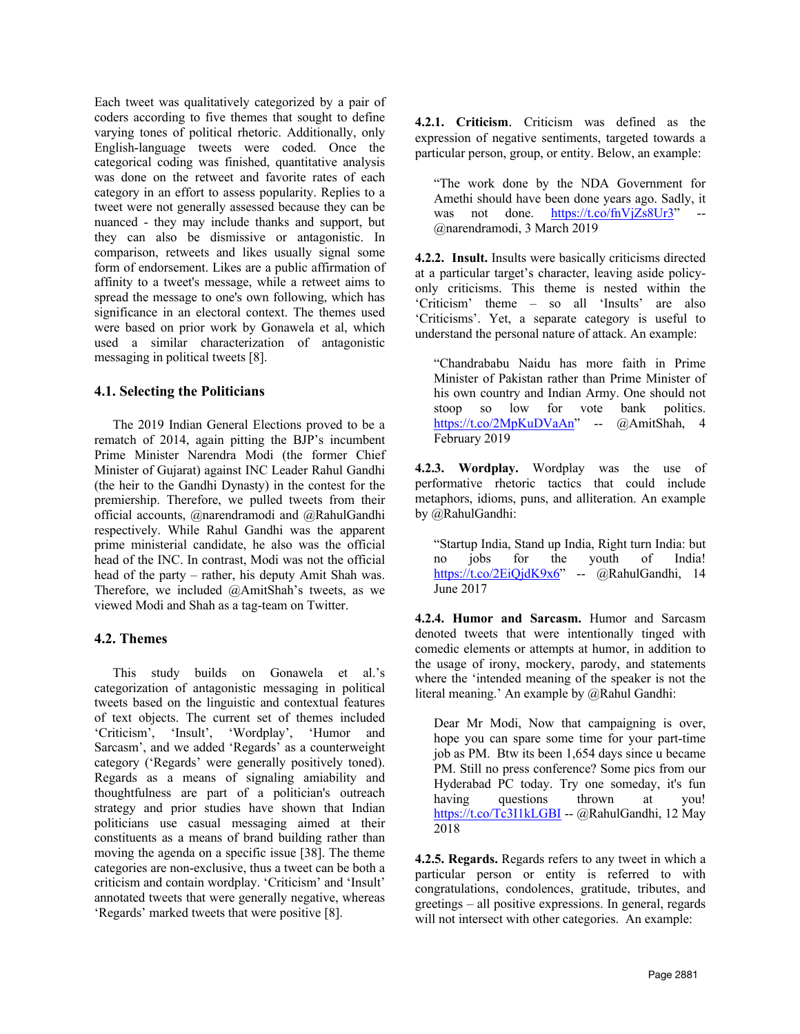Each tweet was qualitatively categorized by a pair of coders according to five themes that sought to define varying tones of political rhetoric. Additionally, only English-language tweets were coded. Once the categorical coding was finished, quantitative analysis was done on the retweet and favorite rates of each category in an effort to assess popularity. Replies to a tweet were not generally assessed because they can be nuanced - they may include thanks and support, but they can also be dismissive or antagonistic. In comparison, retweets and likes usually signal some form of endorsement. Likes are a public affirmation of affinity to a tweet's message, while a retweet aims to spread the message to one's own following, which has significance in an electoral context. The themes used were based on prior work by Gonawela et al, which used a similar characterization of antagonistic messaging in political tweets [8].

### 4.1. Selecting the Politicians

The 2019 Indian General Elections proved to be a rematch of 2014, again pitting the BJP's incumbent Prime Minister Narendra Modi (the former Chief Minister of Gujarat) against INC Leader Rahul Gandhi (the heir to the Gandhi Dynasty) in the contest for the premiership. Therefore, we pulled tweets from their official accounts, @narendramodi and @RahulGandhi respectively. While Rahul Gandhi was the apparent prime ministerial candidate, he also was the official head of the INC. In contrast, Modi was not the official head of the party – rather, his deputy Amit Shah was. Therefore, we included @AmitShah's tweets, as we viewed Modi and Shah as a tag-team on Twitter.

### 4.2. Themes

This study builds on Gonawela et al.'s categorization of antagonistic messaging in political tweets based on the linguistic and contextual features of text objects. The current set of themes included 'Criticism', 'Insult', 'Wordplay', 'Humor and Sarcasm', and we added 'Regards' as a counterweight category ('Regards' were generally positively toned). Regards as a means of signaling amiability and thoughtfulness are part of a politician's outreach strategy and prior studies have shown that Indian politicians use casual messaging aimed at their constituents as a means of brand building rather than moving the agenda on a specific issue [38]. The theme categories are non-exclusive, thus a tweet can be both a criticism and contain wordplay. 'Criticism' and 'Insult' annotated tweets that were generally negative, whereas 'Regards' marked tweets that were positive [8].

**4.2.1. Criticism**. Criticism was defined as the expression of negative sentiments, targeted towards a particular person, group, or entity. Below, an example:

> "The work done by the NDA Government for Amethi should have been done years ago. Sadly, it was not done. https://t.co/fnVjZs8Ur3" -- @narendramodi, 3 March 2019

**4.2.2. Insult.** Insults were basically criticisms directed at a particular target's character, leaving aside policy-only criticisms. This theme is nested within the 'Criticism' theme – so all 'Insults' are also 'Criticisms'. Yet, a separate category is useful to understand the personal nature of attack. An example:

> "Chandrababu Naidu has more faith in Prime Minister of Pakistan rather than Prime Minister of his own country and Indian Army. One should not stoop so low for vote bank politics. https://t.co/2MpKuDVaAn" -- @AmitShah, 4 February 2019

**4.2.3. Wordplay.** Wordplay was the use of performative rhetoric tactics that could include metaphors, idioms, puns, and alliteration. An example by @RahulGandhi:

> "Startup India, Stand up India, Right turn India: but no jobs for the youth of India! https://t.co/2EiQjdK9x6" -- @RahulGandhi, 14 June 2017

**4.2.4. Humor and Sarcasm.** Humor and Sarcasm denoted tweets that were intentionally tinged with comedic elements or attempts at humor, in addition to the usage of irony, mockery, parody, and statements where the 'intended meaning of the speaker is not the literal meaning.' An example by @Rahul Gandhi:

> Dear Mr Modi, Now that campaigning is over, hope you can spare some time for your part-time job as PM. Btw its been 1,654 days since u became PM. Still no press conference? Some pics from our Hyderabad PC today. Try one someday, it's fun having questions thrown at you! https://t.co/Tc3I1kLGBI -- @RahulGandhi, 12 May 2018

**4.2.5. Regards.** Regards refers to any tweet in which a particular person or entity is referred to with congratulations, condolences, gratitude, tributes, and greetings – all positive expressions. In general, regards will not intersect with other categories. An example: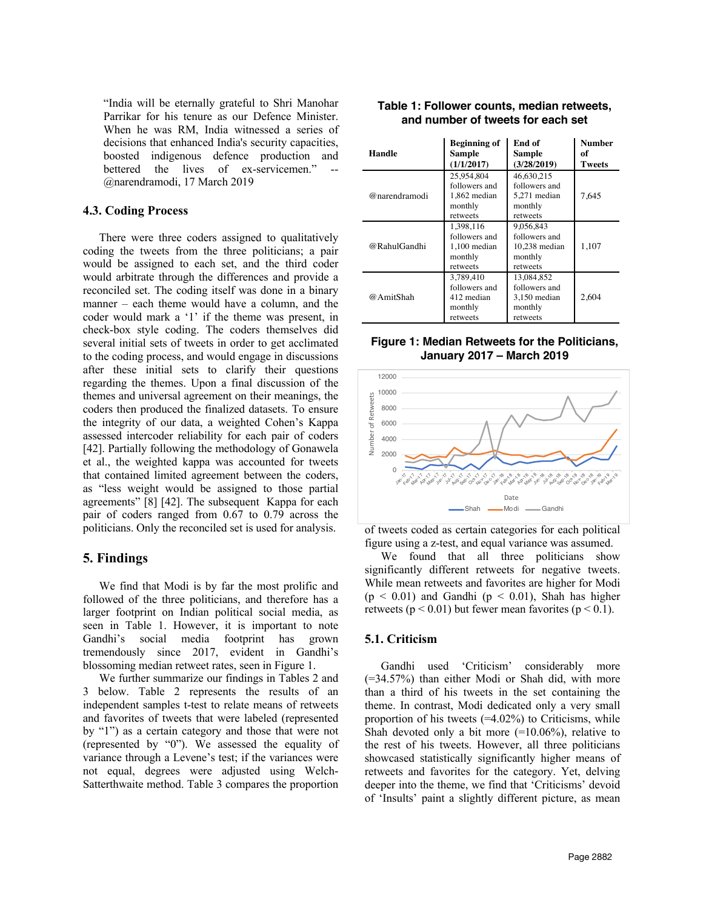"India will be eternally grateful to Shri Manohar Parrikar for his tenure as our Defence Minister. When he was RM, India witnessed a series of decisions that enhanced India's security capacities, boosted indigenous defence production and bettered the lives of ex-servicemen." -- @narendramodi, 17 March 2019

### 4.3. Coding Process

There were three coders assigned to qualitatively coding the tweets from the three politicians; a pair would be assigned to each set, and the third coder would arbitrate through the differences and provide a reconciled set. The coding itself was done in a binary manner – each theme would have a column, and the coder would mark a '1' if the theme was present, in check-box style coding. The coders themselves did several initial sets of tweets in order to get acclimated to the coding process, and would engage in discussions after these initial sets to clarify their questions regarding the themes. Upon a final discussion of the themes and universal agreement on their meanings, the coders then produced the finalized datasets. To ensure the integrity of our data, a weighted Cohen's Kappa assessed intercoder reliability for each pair of coders [42]. Partially following the methodology of Gonawela et al., the weighted kappa was accounted for tweets that contained limited agreement between the coders, as "less weight would be assigned to those partial agreements" [8] [42]. The subsequent Kappa for each pair of coders ranged from 0.67 to 0.79 across the politicians. Only the reconciled set is used for analysis.

## 5. Findings

We find that Modi is by far the most prolific and followed of the three politicians, and therefore has a larger footprint on Indian political social media, as seen in Table 1. However, it is important to note Gandhi's social media footprint has grown tremendously since 2017, evident in Gandhi's blossoming median retweet rates, seen in Figure 1.

We further summarize our findings in Tables 2 and 3 below. Table 2 represents the results of an independent samples t-test to relate means of retweets and favorites of tweets that were labeled (represented by "1") as a certain category and those that were not (represented by "0"). We assessed the equality of variance through a Levene's test; if the variances were not equal, degrees were adjusted using Welch-Satterthwaite method. Table 3 compares the proportion of tweets coded as certain categories for each political figure using a z-test, and equal variance was assumed.

**Table 1: Follower counts, median retweets, and number of tweets for each set**

| Handle | Beginning of Sample (1/1/2017) | End of Sample (3/28/2019) | Number of Tweets |
|---|---|---|---|
| @narendramodi | 25,954,804 followers and 1,862 median monthly retweets | 46,630,215 followers and 5,271 median monthly retweets | 7,645 |
| @RahulGandhi | 1,398,116 followers and 1,100 median monthly retweets | 9,056,843 followers and 10,238 median monthly retweets | 1,107 |
| @AmitShah | 3,789,410 followers and 412 median monthly retweets | 13,084,852 followers and 3,150 median monthly retweets | 2,604 |

**Figure 1: Median Retweets for the Politicians, January 2017 – March 2019**

We found that all three politicians show significantly different retweets for negative tweets. While mean retweets and favorites are higher for Modi ($p < 0.01$) and Gandhi ($p < 0.01$), Shah has higher retweets ($p < 0.01$) but fewer mean favorites ($p < 0.1$).

### 5.1. Criticism

Gandhi used 'Criticism' considerably more (=34.57%) than either Modi or Shah did, with more than a third of his tweets in the set containing the theme. In contrast, Modi dedicated only a very small proportion of his tweets (=4.02%) to Criticisms, while Shah devoted only a bit more (=10.06%), relative to the rest of his tweets. However, all three politicians showcased statistically significantly higher means of retweets and favorites for the category. Yet, delving deeper into the theme, we find that 'Criticisms' devoid of 'Insults' paint a slightly different picture, as mean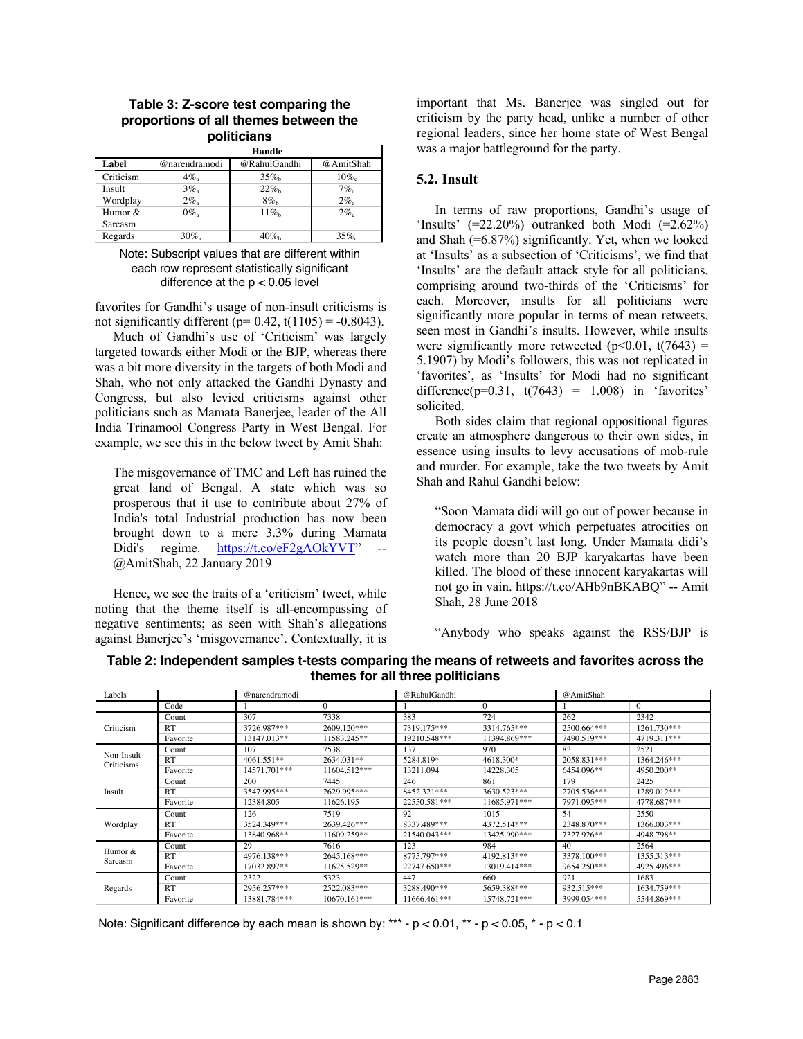**Table 3: Z-score test comparing the proportions of all themes between the politicians**

| Label | Handle | | |
|---|---|---|---|
| | @narendramodi | @RahulGandhi | @AmitShah |
| Criticism | $4\%_a$ | $35\%_b$ | $10\%_c$ |
| Insult | $3\%_a$ | $22\%_b$ | $7\%_c$ |
| Wordplay | $2\%_a$ | $8\%_b$ | $2\%_a$ |
| Humor & Sarcasm | $0\%_a$ | $11\%_b$ | $2\%_c$ |
| Regards | $30\%_a$ | $40\%_b$ | $35\%_c$ |

Note: Subscript values that are different within each row represent statistically significant difference at the $p < 0.05$ level

favorites for Gandhi's usage of non-insult criticisms is not significantly different ($p= 0.42$, $t(1105) = -0.8043$).

Much of Gandhi's use of 'Criticism' was largely targeted towards either Modi or the BJP, whereas there was a bit more diversity in the targets of both Modi and Shah, who not only attacked the Gandhi Dynasty and Congress, but also levied criticisms against other politicians such as Mamata Banerjee, leader of the All India Trinamool Congress Party in West Bengal. For example, we see this in the below tweet by Amit Shah:

> The misgovernance of TMC and Left has ruined the great land of Bengal. A state which was so prosperous that it use to contribute about 27% of India's total Industrial production has now been brought down to a mere 3.3% during Mamata Didi's regime. https://t.co/eF2gAOkYVT" -- @AmitShah, 22 January 2019

Hence, we see the traits of a 'criticism' tweet, while noting that the theme itself is all-encompassing of negative sentiments; as seen with Shah's allegations against Banerjee's 'misgovernance'. Contextually, it is important that Ms. Banerjee was singled out for criticism by the party head, unlike a number of other regional leaders, since her home state of West Bengal was a major battleground for the party.

## 5.2. Insult

In terms of raw proportions, Gandhi's usage of 'Insults' (=22.20%) outranked both Modi (=2.62%) and Shah (=6.87%) significantly. Yet, when we looked at 'Insults' as a subsection of 'Criticisms', we find that 'Insults' are the default attack style for all politicians, comprising around two-thirds of the 'Criticisms' for each. Moreover, insults for all politicians were significantly more popular in terms of mean retweets, seen most in Gandhi's insults. However, while insults were significantly more retweeted ($p<0.01$, $t(7643) = 5.1907$) by Modi's followers, this was not replicated in 'favorites', as 'Insults' for Modi had no significant difference($p=0.31$, $t(7643) = 1.008$) in 'favorites' solicited.

Both sides claim that regional oppositional figures create an atmosphere dangerous to their own sides, in essence using insults to levy accusations of mob-rule and murder. For example, take the two tweets by Amit Shah and Rahul Gandhi below:

> "Soon Mamata didi will go out of power because in democracy a govt which perpetuates atrocities on its people doesn't last long. Under Mamata didi's watch more than 20 BJP karyakartas have been killed. The blood of these innocent karyakartas will not go in vain. https://t.co/AHb9nBKABQ" -- Amit Shah, 28 June 2018

> "Anybody who speaks against the RSS/BJP is

**Table 2: Independent samples t-tests comparing the means of retweets and favorites across the themes for all three politicians**

| Labels | | @narendramodi | | @RahulGandhi | | @AmitShah | |
|---|---|---|---|---|---|---|---|
| | Code | 1 | 0 | 1 | 0 | 1 | 0 |
| Criticism | Count | 307 | 7338 | 383 | 724 | 262 | 2342 |
| | RT | 3726.987*** | 2609.120*** | 7319.175*** | 3314.765*** | 2500.664*** | 1261.730*** |
| | Favorite | 13147.013** | 11583.245** | 19210.548*** | 11394.869*** | 7490.519*** | 4719.311*** |
| Non-Insult Criticisms | Count | 107 | 7538 | 137 | 970 | 83 | 2521 |
| | RT | 4061.551** | 2634.031** | 5284.819* | 4618.300* | 2058.831*** | 1364.246*** |
| | Favorite | 14571.701*** | 11604.512*** | 13211.094 | 14228.305 | 6454.096** | 4950.200** |
| Insult | Count | 200 | 7445 | 246 | 861 | 179 | 2425 |
| | RT | 3547.995*** | 2629.995*** | 8452.321*** | 3630.523*** | 2705.536*** | 1289.012*** |
| | Favorite | 12384.805 | 11626.195 | 22550.581*** | 11685.971*** | 7971.095*** | 4778.687*** |
| Wordplay | Count | 126 | 7519 | 92 | 1015 | 54 | 2550 |
| | RT | 3524.349*** | 2639.426*** | 8337.489*** | 4372.514*** | 2348.870*** | 1366.003*** |
| | Favorite | 13840.968** | 11609.259** | 21540.043*** | 13425.990*** | 7327.926** | 4948.798** |
| Humor & Sarcasm | Count | 29 | 7616 | 123 | 984 | 40 | 2564 |
| | RT | 4976.138*** | 2645.168*** | 8775.797*** | 4192.813*** | 3378.100*** | 1355.313*** |
| | Favorite | 17032.897** | 11625.529** | 22747.650*** | 13019.414*** | 9654.250*** | 4925.496*** |
| Regards | Count | 2322 | 5323 | 447 | 660 | 921 | 1683 |
| | RT | 2956.257*** | 2522.083*** | 3288.490*** | 5659.388*** | 932.515*** | 1634.759*** |
| | Favorite | 13881.784*** | 10670.161*** | 11666.461*** | 15748.721*** | 3999.054*** | 5544.869*** |

Note: Significant difference by each mean is shown by: *** - $p < 0.01$, ** - $p < 0.05$, * - $p < 0.1$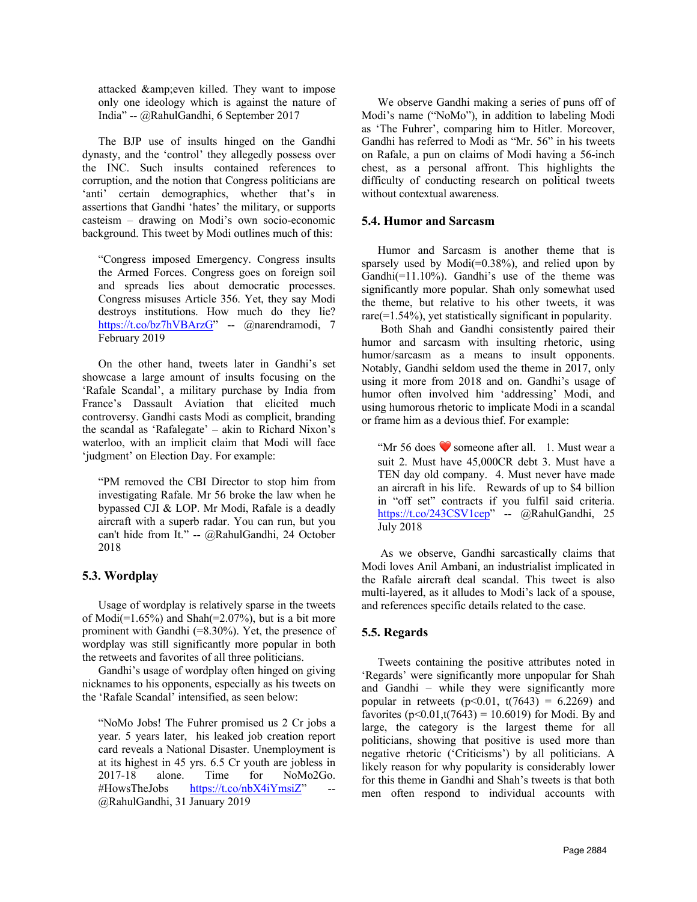attacked &amp;even killed. They want to impose only one ideology which is against the nature of India" -- @RahulGandhi, 6 September 2017

The BJP use of insults hinged on the Gandhi dynasty, and the 'control' they allegedly possess over the INC. Such insults contained references to corruption, and the notion that Congress politicians are 'anti' certain demographics, whether that's in assertions that Gandhi 'hates' the military, or supports casteism – drawing on Modi's own socio-economic background. This tweet by Modi outlines much of this:

> "Congress imposed Emergency. Congress insults the Armed Forces. Congress goes on foreign soil and spreads lies about democratic processes. Congress misuses Article 356. Yet, they say Modi destroys institutions. How much do they lie? https://t.co/bz7hVBArzG" -- @narendramodi, 7 February 2019

On the other hand, tweets later in Gandhi's set showcase a large amount of insults focusing on the 'Rafale Scandal', a military purchase by India from France's Dassault Aviation that elicited much controversy. Gandhi casts Modi as complicit, branding the scandal as 'Rafalegate' – akin to Richard Nixon's waterloo, with an implicit claim that Modi will face 'judgment' on Election Day. For example:

> "PM removed the CBI Director to stop him from investigating Rafale. Mr 56 broke the law when he bypassed CJI & LOP. Mr Modi, Rafale is a deadly aircraft with a superb radar. You can run, but you can't hide from It." -- @RahulGandhi, 24 October 2018

## 5.3. Wordplay

Usage of wordplay is relatively sparse in the tweets of Modi(=1.65%) and Shah(=2.07%), but is a bit more prominent with Gandhi (=8.30%). Yet, the presence of wordplay was still significantly more popular in both the retweets and favorites of all three politicians.

Gandhi's usage of wordplay often hinged on giving nicknames to his opponents, especially as his tweets on the 'Rafale Scandal' intensified, as seen below:

> "NoMo Jobs! The Fuhrer promised us 2 Cr jobs a year. 5 years later, his leaked job creation report card reveals a National Disaster. Unemployment is at its highest in 45 yrs. 6.5 Cr youth are jobless in 2017-18 alone. Time for NoMo2Go. #HowsTheJobs https://t.co/nbX4iYmsiZ" -- @RahulGandhi, 31 January 2019

We observe Gandhi making a series of puns off of Modi's name ("NoMo"), in addition to labeling Modi as 'The Fuhrer', comparing him to Hitler. Moreover, Gandhi has referred to Modi as "Mr. 56" in his tweets on Rafale, a pun on claims of Modi having a 56-inch chest, as a personal affront. This highlights the difficulty of conducting research on political tweets without contextual awareness.

## 5.4. Humor and Sarcasm

Humor and Sarcasm is another theme that is sparsely used by Modi(=0.38%), and relied upon by Gandhi(=11.10%). Gandhi's use of the theme was significantly more popular. Shah only somewhat used the theme, but relative to his other tweets, it was rare(=1.54%), yet statistically significant in popularity.

Both Shah and Gandhi consistently paired their humor and sarcasm with insulting rhetoric, using humor/sarcasm as a means to insult opponents. Notably, Gandhi seldom used the theme in 2017, only using it more from 2018 and on. Gandhi's usage of humor often involved him 'addressing' Modi, and using humorous rhetoric to implicate Modi in a scandal or frame him as a devious thief. For example:

> "Mr 56 does ❤️ someone after all. 1. Must wear a suit 2. Must have 45,000CR debt 3. Must have a TEN day old company. 4. Must never have made an aircraft in his life. Rewards of up to $4 billion in "off set" contracts if you fulfil said criteria. https://t.co/243CSV1cep" -- @RahulGandhi, 25 July 2018

As we observe, Gandhi sarcastically claims that Modi loves Anil Ambani, an industrialist implicated in the Rafale aircraft deal scandal. This tweet is also multi-layered, as it alludes to Modi's lack of a spouse, and references specific details related to the case.

## 5.5. Regards

Tweets containing the positive attributes noted in 'Regards' were significantly more unpopular for Shah and Gandhi – while they were significantly more popular in retweets ($p<0.01$, $t(7643) = 6.2269$) and favorites ($p<0.01, t(7643) = 10.6019$) for Modi. By and large, the category is the largest theme for all politicians, showing that positive is used more than negative rhetoric ('Criticisms') by all politicians. A likely reason for why popularity is considerably lower for this theme in Gandhi and Shah's tweets is that both men often respond to individual accounts with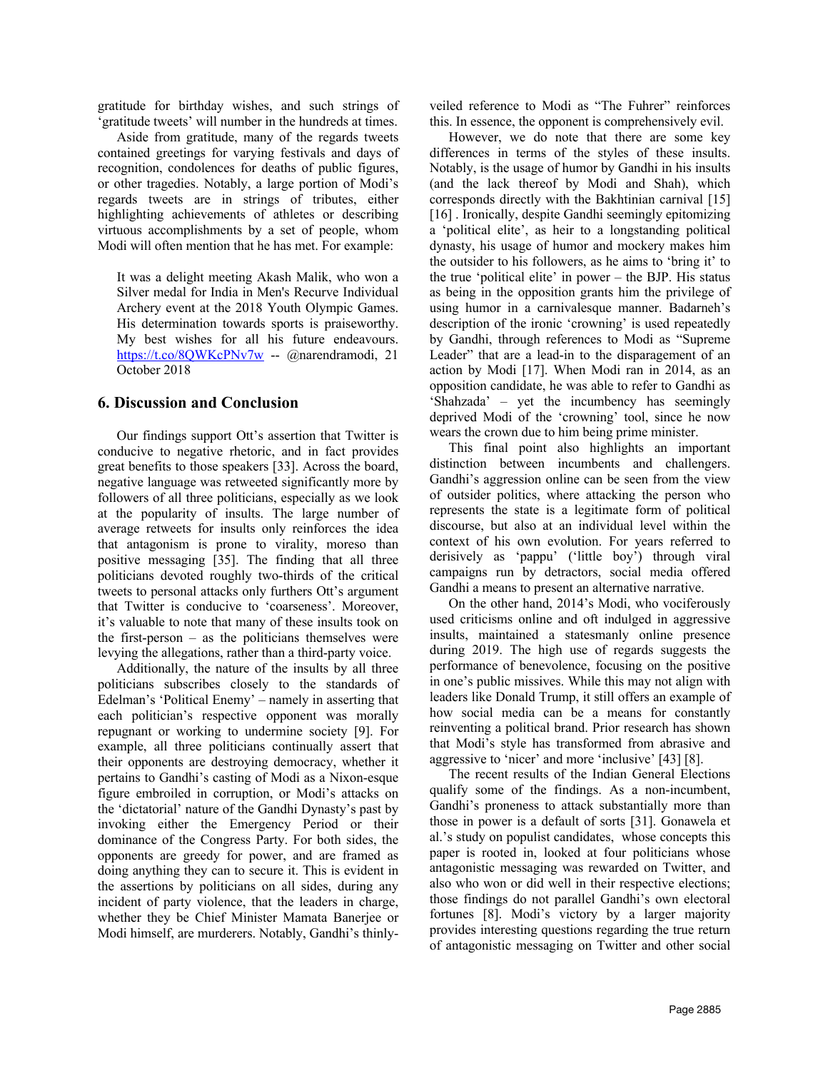gratitude for birthday wishes, and such strings of 'gratitude tweets' will number in the hundreds at times.

Aside from gratitude, many of the regards tweets contained greetings for varying festivals and days of recognition, condolences for deaths of public figures, or other tragedies. Notably, a large portion of Modi's regards tweets are in strings of tributes, either highlighting achievements of athletes or describing virtuous accomplishments by a set of people, whom Modi will often mention that he has met. For example:

> It was a delight meeting Akash Malik, who won a Silver medal for India in Men's Recurve Individual Archery event at the 2018 Youth Olympic Games. His determination towards sports is praiseworthy. My best wishes for all his future endeavours. https://t.co/8QWKcPNv7w -- @narendramodi, 21 October 2018

## 6. Discussion and Conclusion

Our findings support Ott's assertion that Twitter is conducive to negative rhetoric, and in fact provides great benefits to those speakers [33]. Across the board, negative language was retweeted significantly more by followers of all three politicians, especially as we look at the popularity of insults. The large number of average retweets for insults only reinforces the idea that antagonism is prone to virality, moreso than positive messaging [35]. The finding that all three politicians devoted roughly two-thirds of the critical tweets to personal attacks only furthers Ott's argument that Twitter is conducive to 'coarseness'. Moreover, it's valuable to note that many of these insults took on the first-person – as the politicians themselves were levying the allegations, rather than a third-party voice.

Additionally, the nature of the insults by all three politicians subscribes closely to the standards of Edelman's 'Political Enemy' – namely in asserting that each politician's respective opponent was morally repugnant or working to undermine society [9]. For example, all three politicians continually assert that their opponents are destroying democracy, whether it pertains to Gandhi's casting of Modi as a Nixon-esque figure embroiled in corruption, or Modi's attacks on the 'dictatorial' nature of the Gandhi Dynasty's past by invoking either the Emergency Period or their dominance of the Congress Party. For both sides, the opponents are greedy for power, and are framed as doing anything they can to secure it. This is evident in the assertions by politicians on all sides, during any incident of party violence, that the leaders in charge, whether they be Chief Minister Mamata Banerjee or Modi himself, are murderers. Notably, Gandhi's thinly-veiled reference to Modi as "The Fuhrer" reinforces this. In essence, the opponent is comprehensively evil.

However, we do note that there are some key differences in terms of the styles of these insults. Notably, is the usage of humor by Gandhi in his insults (and the lack thereof by Modi and Shah), which corresponds directly with the Bakhtinian carnival [15] [16] . Ironically, despite Gandhi seemingly epitomizing a 'political elite', as heir to a longstanding political dynasty, his usage of humor and mockery makes him the outsider to his followers, as he aims to 'bring it' to the true 'political elite' in power – the BJP. His status as being in the opposition grants him the privilege of using humor in a carnivalesque manner. Badarneh's description of the ironic 'crowning' is used repeatedly by Gandhi, through references to Modi as "Supreme Leader" that are a lead-in to the disparagement of an action by Modi [17]. When Modi ran in 2014, as an opposition candidate, he was able to refer to Gandhi as 'Shahzada' – yet the incumbency has seemingly deprived Modi of the 'crowning' tool, since he now wears the crown due to him being prime minister.

This final point also highlights an important distinction between incumbents and challengers. Gandhi's aggression online can be seen from the view of outsider politics, where attacking the person who represents the state is a legitimate form of political discourse, but also at an individual level within the context of his own evolution. For years referred to derisively as 'pappu' ('little boy') through viral campaigns run by detractors, social media offered Gandhi a means to present an alternative narrative.

On the other hand, 2014's Modi, who vociferously used criticisms online and oft indulged in aggressive insults, maintained a statesmanly online presence during 2019. The high use of regards suggests the performance of benevolence, focusing on the positive in one's public missives. While this may not align with leaders like Donald Trump, it still offers an example of how social media can be a means for constantly reinventing a political brand. Prior research has shown that Modi's style has transformed from abrasive and aggressive to 'nicer' and more 'inclusive' [43] [8].

The recent results of the Indian General Elections qualify some of the findings. As a non-incumbent, Gandhi's proneness to attack substantially more than those in power is a default of sorts [31]. Gonawela et al.'s study on populist candidates, whose concepts this paper is rooted in, looked at four politicians whose antagonistic messaging was rewarded on Twitter, and also who won or did well in their respective elections; those findings do not parallel Gandhi's own electoral fortunes [8]. Modi's victory by a larger majority provides interesting questions regarding the true return of antagonistic messaging on Twitter and other social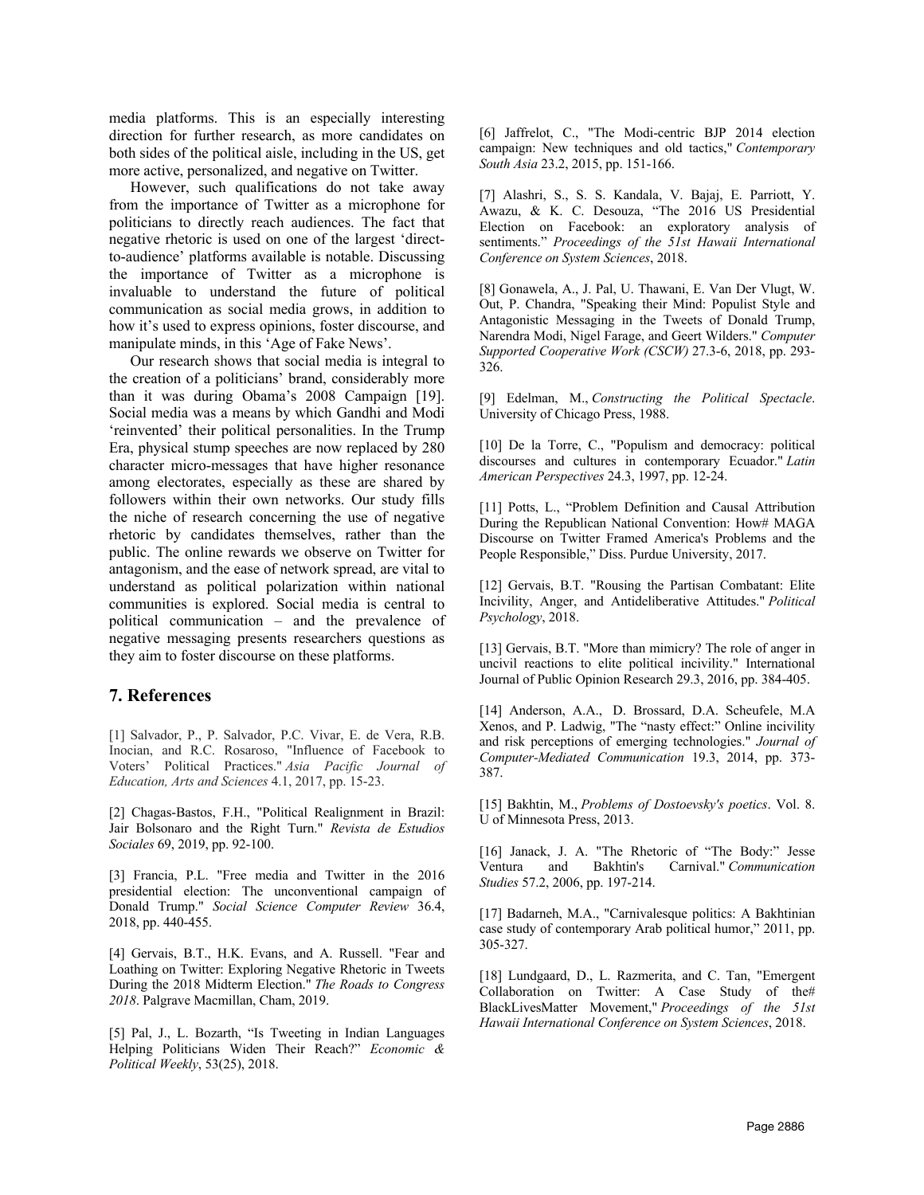media platforms. This is an especially interesting direction for further research, as more candidates on both sides of the political aisle, including in the US, get more active, personalized, and negative on Twitter.

However, such qualifications do not take away from the importance of Twitter as a microphone for politicians to directly reach audiences. The fact that negative rhetoric is used on one of the largest 'direct-to-audience' platforms available is notable. Discussing the importance of Twitter as a microphone is invaluable to understand the future of political communication as social media grows, in addition to how it's used to express opinions, foster discourse, and manipulate minds, in this 'Age of Fake News'.

Our research shows that social media is integral to the creation of a politicians' brand, considerably more than it was during Obama's 2008 Campaign [19]. Social media was a means by which Gandhi and Modi 'reinvented' their political personalities. In the Trump Era, physical stump speeches are now replaced by 280 character micro-messages that have higher resonance among electorates, especially as these are shared by followers within their own networks. Our study fills the niche of research concerning the use of negative rhetoric by candidates themselves, rather than the public. The online rewards we observe on Twitter for antagonism, and the ease of network spread, are vital to understand as political polarization within national communities is explored. Social media is central to political communication – and the prevalence of negative messaging presents researchers questions as they aim to foster discourse on these platforms.

## 7. References

[1] Salvador, P., P. Salvador, P.C. Vivar, E. de Vera, R.B. Inocian, and R.C. Rosaroso, "Influence of Facebook to Voters' Political Practices." *Asia Pacific Journal of Education, Arts and Sciences* 4.1, 2017, pp. 15-23.

[2] Chagas-Bastos, F.H., "Political Realignment in Brazil: Jair Bolsonaro and the Right Turn." *Revista de Estudios Sociales* 69, 2019, pp. 92-100.

[3] Francia, P.L. "Free media and Twitter in the 2016 presidential election: The unconventional campaign of Donald Trump." *Social Science Computer Review* 36.4, 2018, pp. 440-455.

[4] Gervais, B.T., H.K. Evans, and A. Russell. "Fear and Loathing on Twitter: Exploring Negative Rhetoric in Tweets During the 2018 Midterm Election." *The Roads to Congress 2018*. Palgrave Macmillan, Cham, 2019.

[5] Pal, J., L. Bozarth, "Is Tweeting in Indian Languages Helping Politicians Widen Their Reach?" *Economic & Political Weekly*, 53(25), 2018.

[6] Jaffrelot, C., "The Modi-centric BJP 2014 election campaign: New techniques and old tactics," *Contemporary South Asia* 23.2, 2015, pp. 151-166.

[7] Alashri, S., S. S. Kandala, V. Bajaj, E. Parriott, Y. Awazu, & K. C. Desouza, "The 2016 US Presidential Election on Facebook: an exploratory analysis of sentiments." *Proceedings of the 51st Hawaii International Conference on System Sciences*, 2018.

[8] Gonawela, A., J. Pal, U. Thawani, E. Van Der Vlugt, W. Out, P. Chandra, "Speaking their Mind: Populist Style and Antagonistic Messaging in the Tweets of Donald Trump, Narendra Modi, Nigel Farage, and Geert Wilders." *Computer Supported Cooperative Work (CSCW)* 27.3-6, 2018, pp. 293-326.

[9] Edelman, M., *Constructing the Political Spectacle*. University of Chicago Press, 1988.

[10] De la Torre, C., "Populism and democracy: political discourses and cultures in contemporary Ecuador." *Latin American Perspectives* 24.3, 1997, pp. 12-24.

[11] Potts, L., "Problem Definition and Causal Attribution During the Republican National Convention: How# MAGA Discourse on Twitter Framed America's Problems and the People Responsible," Diss. Purdue University, 2017.

[12] Gervais, B.T. "Rousing the Partisan Combatant: Elite Incivility, Anger, and Antideliberative Attitudes." *Political Psychology*, 2018.

[13] Gervais, B.T. "More than mimicry? The role of anger in uncivil reactions to elite political incivility." International Journal of Public Opinion Research 29.3, 2016, pp. 384-405.

[14] Anderson, A.A., D. Brossard, D.A. Scheufele, M.A Xenos, and P. Ladwig, "The "nasty effect:" Online incivility and risk perceptions of emerging technologies." *Journal of Computer-Mediated Communication* 19.3, 2014, pp. 373-387.

[15] Bakhtin, M., *Problems of Dostoevsky's poetics*. Vol. 8. U of Minnesota Press, 2013.

[16] Janack, J. A. "The Rhetoric of "The Body:" Jesse Ventura and Bakhtin's Carnival." *Communication Studies* 57.2, 2006, pp. 197-214.

[17] Badarneh, M.A., "Carnivalesque politics: A Bakhtinian case study of contemporary Arab political humor," 2011, pp. 305-327.

[18] Lundgaard, D., L. Razmerita, and C. Tan, "Emergent Collaboration on Twitter: A Case Study of the# BlackLivesMatter Movement," *Proceedings of the 51st Hawaii International Conference on System Sciences*, 2018.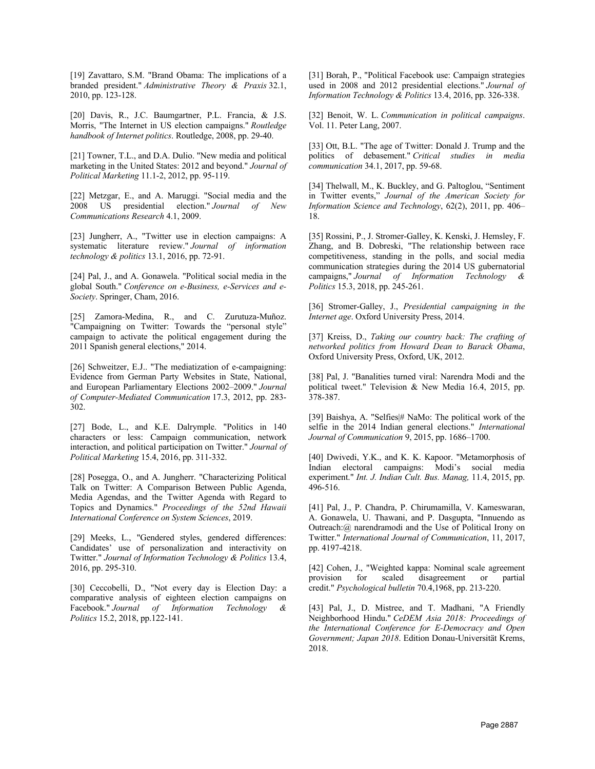[19] Zavattaro, S.M. "Brand Obama: The implications of a branded president." *Administrative Theory & Praxis* 32.1, 2010, pp. 123-128.

[20] Davis, R., J.C. Baumgartner, P.L. Francia, & J.S. Morris, "The Internet in US election campaigns." *Routledge handbook of Internet politics*. Routledge, 2008, pp. 29-40.

[21] Towner, T.L., and D.A. Dulio. "New media and political marketing in the United States: 2012 and beyond." *Journal of Political Marketing* 11.1-2, 2012, pp. 95-119.

[22] Metzgar, E., and A. Maruggi. "Social media and the 2008 US presidential election." *Journal of New Communications Research* 4.1, 2009.

[23] Jungherr, A., "Twitter use in election campaigns: A systematic literature review." *Journal of information technology & politics* 13.1, 2016, pp. 72-91.

[24] Pal, J., and A. Gonawela. "Political social media in the global South." *Conference on e-Business, e-Services and e-Society*. Springer, Cham, 2016.

[25] Zamora-Medina, R., and C. Zurutuza-Muñoz. "Campaigning on Twitter: Towards the "personal style" campaign to activate the political engagement during the 2011 Spanish general elections," 2014.

[26] Schweitzer, E.J.. "The mediatization of e-campaigning: Evidence from German Party Websites in State, National, and European Parliamentary Elections 2002–2009." *Journal of Computer-Mediated Communication* 17.3, 2012, pp. 283-302.

[27] Bode, L., and K.E. Dalrymple. "Politics in 140 characters or less: Campaign communication, network interaction, and political participation on Twitter." *Journal of Political Marketing* 15.4, 2016, pp. 311-332.

[28] Posegga, O., and A. Jungherr. "Characterizing Political Talk on Twitter: A Comparison Between Public Agenda, Media Agendas, and the Twitter Agenda with Regard to Topics and Dynamics." *Proceedings of the 52nd Hawaii International Conference on System Sciences*, 2019.

[29] Meeks, L., "Gendered styles, gendered differences: Candidates' use of personalization and interactivity on Twitter." *Journal of Information Technology & Politics* 13.4, 2016, pp. 295-310.

[30] Ceccobelli, D., "Not every day is Election Day: a comparative analysis of eighteen election campaigns on Facebook." *Journal of Information Technology & Politics* 15.2, 2018, pp.122-141.

[31] Borah, P., "Political Facebook use: Campaign strategies used in 2008 and 2012 presidential elections." *Journal of Information Technology & Politics* 13.4, 2016, pp. 326-338.

[32] Benoit, W. L. *Communication in political campaigns*. Vol. 11. Peter Lang, 2007.

[33] Ott, B.L. "The age of Twitter: Donald J. Trump and the politics of debasement." *Critical studies in media communication* 34.1, 2017, pp. 59-68.

[34] Thelwall, M., K. Buckley, and G. Paltoglou, "Sentiment in Twitter events," *Journal of the American Society for Information Science and Technology*, 62(2), 2011, pp. 406–18.

[35] Rossini, P., J. Stromer-Galley, K. Kenski, J. Hemsley, F. Zhang, and B. Dobreski, "The relationship between race competitiveness, standing in the polls, and social media communication strategies during the 2014 US gubernatorial campaigns," *Journal of Information Technology & Politics* 15.3, 2018, pp. 245-261.

[36] Stromer-Galley, J., *Presidential campaigning in the Internet age*. Oxford University Press, 2014.

[37] Kreiss, D., *Taking our country back: The crafting of networked politics from Howard Dean to Barack Obama*, Oxford University Press, Oxford, UK, 2012.

[38] Pal, J. "Banalities turned viral: Narendra Modi and the political tweet." Television & New Media 16.4, 2015, pp. 378-387.

[39] Baishya, A. "Selfies|# NaMo: The political work of the selfie in the 2014 Indian general elections." *International Journal of Communication* 9, 2015, pp. 1686–1700.

[40] Dwivedi, Y.K., and K. K. Kapoor. "Metamorphosis of Indian electoral campaigns: Modi's social media experiment." *Int. J. Indian Cult. Bus. Manag,* 11.4, 2015, pp. 496-516.

[41] Pal, J., P. Chandra, P. Chirumamilla, V. Kameswaran, A. Gonawela, U. Thawani, and P. Dasgupta, "Innuendo as Outreach:@ narendramodi and the Use of Political Irony on Twitter." *International Journal of Communication*, 11, 2017, pp. 4197-4218.

[42] Cohen, J., "Weighted kappa: Nominal scale agreement provision for scaled disagreement or partial credit." *Psychological bulletin* 70.4,1968, pp. 213-220.

[43] Pal, J., D. Mistree, and T. Madhani, "A Friendly Neighborhood Hindu." *CeDEM Asia 2018: Proceedings of the International Conference for E-Democracy and Open Government; Japan 2018*. Edition Donau-Universität Krems, 2018.